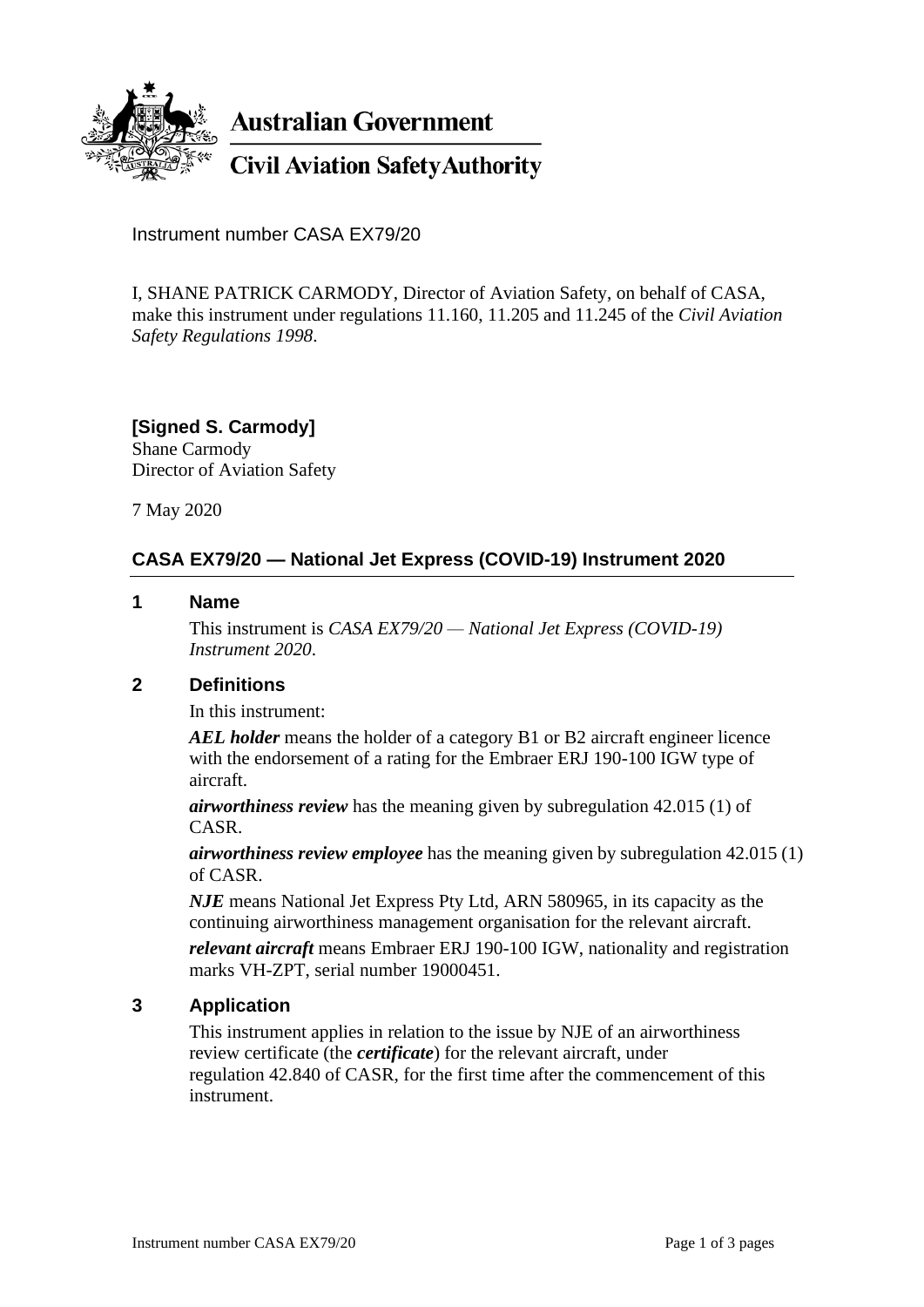**Australian Government**

**Civil Aviation Safety Authority**

Instrument number CASA EX79/20

I, SHANE PATRICK CARMODY, Director of Aviation Safety, on behalf of CASA, make this instrument under regulations 11.160, 11.205 and 11.245 of the *Civil Aviation Safety Regulations 1998*.

**[Signed S. Carmody]**
Shane Carmody
Director of Aviation Safety

7 May 2020

## CASA EX79/20 — National Jet Express (COVID-19) Instrument 2020

### 1 Name

This instrument is *CASA EX79/20 — National Jet Express (COVID-19) Instrument 2020*.

### 2 Definitions

In this instrument:

***AEL holder*** means the holder of a category B1 or B2 aircraft engineer licence with the endorsement of a rating for the Embraer ERJ 190-100 IGW type of aircraft.

***airworthiness review*** has the meaning given by subregulation 42.015 (1) of CASR.

***airworthiness review employee*** has the meaning given by subregulation 42.015 (1) of CASR.

***NJE*** means National Jet Express Pty Ltd, ARN 580965, in its capacity as the continuing airworthiness management organisation for the relevant aircraft.

***relevant aircraft*** means Embraer ERJ 190-100 IGW, nationality and registration marks VH-ZPT, serial number 19000451.

### 3 Application

This instrument applies in relation to the issue by NJE of an airworthiness review certificate (the ***certificate***) for the relevant aircraft, under regulation 42.840 of CASR, for the first time after the commencement of this instrument.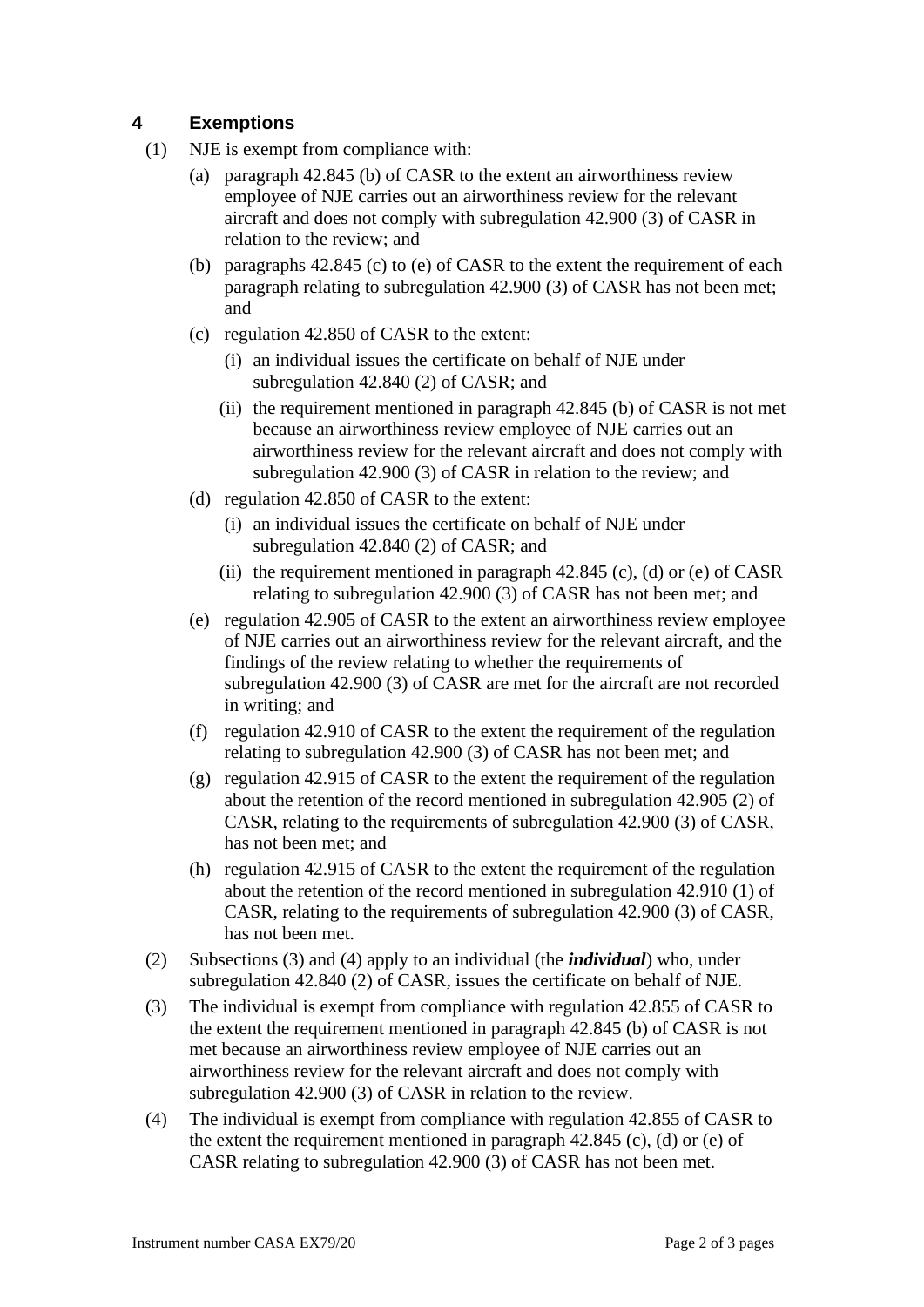## 4 Exemptions

(1) NJE is exempt from compliance with:

(a) paragraph 42.845 (b) of CASR to the extent an airworthiness review employee of NJE carries out an airworthiness review for the relevant aircraft and does not comply with subregulation 42.900 (3) of CASR in relation to the review; and

(b) paragraphs 42.845 (c) to (e) of CASR to the extent the requirement of each paragraph relating to subregulation 42.900 (3) of CASR has not been met; and

(c) regulation 42.850 of CASR to the extent:

(i) an individual issues the certificate on behalf of NJE under subregulation 42.840 (2) of CASR; and

(ii) the requirement mentioned in paragraph 42.845 (b) of CASR is not met because an airworthiness review employee of NJE carries out an airworthiness review for the relevant aircraft and does not comply with subregulation 42.900 (3) of CASR in relation to the review; and

(d) regulation 42.850 of CASR to the extent:

(i) an individual issues the certificate on behalf of NJE under subregulation 42.840 (2) of CASR; and

(ii) the requirement mentioned in paragraph 42.845 (c), (d) or (e) of CASR relating to subregulation 42.900 (3) of CASR has not been met; and

(e) regulation 42.905 of CASR to the extent an airworthiness review employee of NJE carries out an airworthiness review for the relevant aircraft, and the findings of the review relating to whether the requirements of subregulation 42.900 (3) of CASR are met for the aircraft are not recorded in writing; and

(f) regulation 42.910 of CASR to the extent the requirement of the regulation relating to subregulation 42.900 (3) of CASR has not been met; and

(g) regulation 42.915 of CASR to the extent the requirement of the regulation about the retention of the record mentioned in subregulation 42.905 (2) of CASR, relating to the requirements of subregulation 42.900 (3) of CASR, has not been met; and

(h) regulation 42.915 of CASR to the extent the requirement of the regulation about the retention of the record mentioned in subregulation 42.910 (1) of CASR, relating to the requirements of subregulation 42.900 (3) of CASR, has not been met.

(2) Subsections (3) and (4) apply to an individual (the ***individual***) who, under subregulation 42.840 (2) of CASR, issues the certificate on behalf of NJE.

(3) The individual is exempt from compliance with regulation 42.855 of CASR to the extent the requirement mentioned in paragraph 42.845 (b) of CASR is not met because an airworthiness review employee of NJE carries out an airworthiness review for the relevant aircraft and does not comply with subregulation 42.900 (3) of CASR in relation to the review.

(4) The individual is exempt from compliance with regulation 42.855 of CASR to the extent the requirement mentioned in paragraph 42.845 (c), (d) or (e) of CASR relating to subregulation 42.900 (3) of CASR has not been met.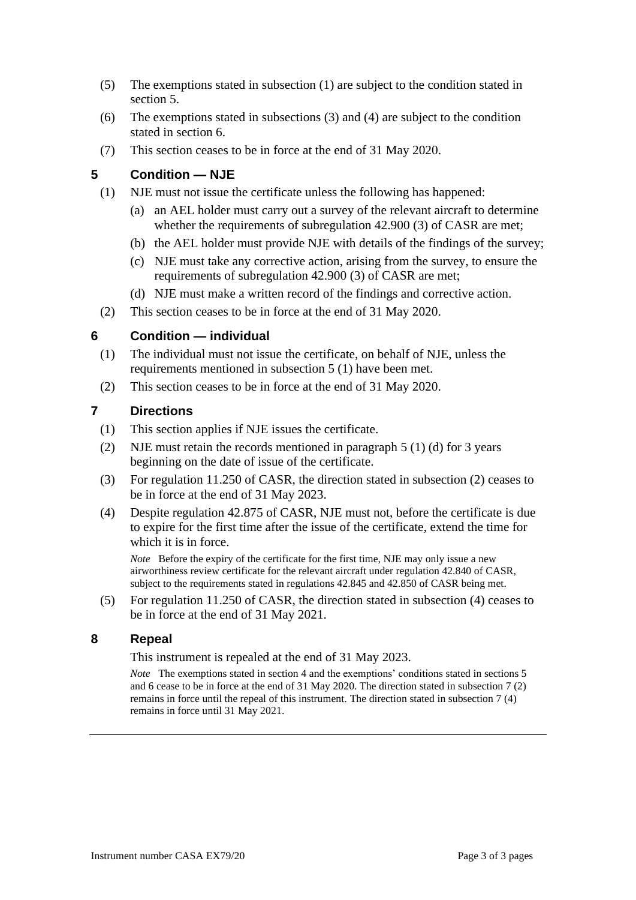(5) The exemptions stated in subsection (1) are subject to the condition stated in section 5.

(6) The exemptions stated in subsections (3) and (4) are subject to the condition stated in section 6.

(7) This section ceases to be in force at the end of 31 May 2020.

## 5 Condition — NJE

(1) NJE must not issue the certificate unless the following has happened:

(a) an AEL holder must carry out a survey of the relevant aircraft to determine whether the requirements of subregulation 42.900 (3) of CASR are met;

(b) the AEL holder must provide NJE with details of the findings of the survey;

(c) NJE must take any corrective action, arising from the survey, to ensure the requirements of subregulation 42.900 (3) of CASR are met;

(d) NJE must make a written record of the findings and corrective action.

(2) This section ceases to be in force at the end of 31 May 2020.

## 6 Condition — individual

(1) The individual must not issue the certificate, on behalf of NJE, unless the requirements mentioned in subsection 5 (1) have been met.

(2) This section ceases to be in force at the end of 31 May 2020.

## 7 Directions

(1) This section applies if NJE issues the certificate.

(2) NJE must retain the records mentioned in paragraph 5 (1) (d) for 3 years beginning on the date of issue of the certificate.

(3) For regulation 11.250 of CASR, the direction stated in subsection (2) ceases to be in force at the end of 31 May 2023.

(4) Despite regulation 42.875 of CASR, NJE must not, before the certificate is due to expire for the first time after the issue of the certificate, extend the time for which it is in force.

*Note* Before the expiry of the certificate for the first time, NJE may only issue a new airworthiness review certificate for the relevant aircraft under regulation 42.840 of CASR, subject to the requirements stated in regulations 42.845 and 42.850 of CASR being met.

(5) For regulation 11.250 of CASR, the direction stated in subsection (4) ceases to be in force at the end of 31 May 2021.

## 8 Repeal

This instrument is repealed at the end of 31 May 2023.

*Note* The exemptions stated in section 4 and the exemptions' conditions stated in sections 5 and 6 cease to be in force at the end of 31 May 2020. The direction stated in subsection 7 (2) remains in force until the repeal of this instrument. The direction stated in subsection 7 (4) remains in force until 31 May 2021.